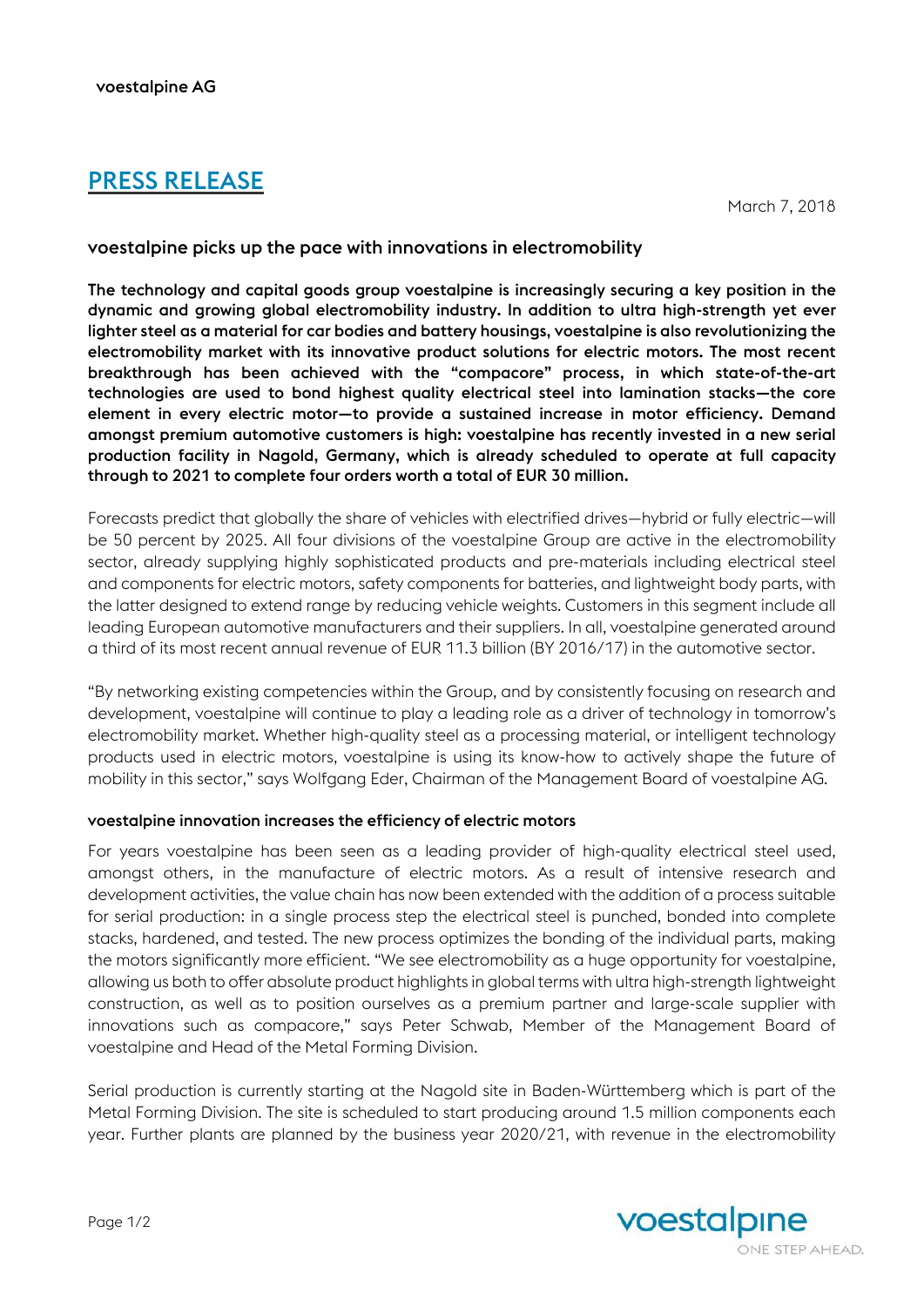voestalpine AG

# PRESS RELEASE

March 7, 2018

## voestalpine picks up the pace with innovations in electromobility

**The technology and capital goods group voestalpine is increasingly securing a key position in the dynamic and growing global electromobility industry. In addition to ultra high-strength yet ever lighter steel as a material for car bodies and battery housings, voestalpine is also revolutionizing the electromobility market with its innovative product solutions for electric motors. The most recent breakthrough has been achieved with the "compacore" process, in which state-of-the-art technologies are used to bond highest quality electrical steel into lamination stacks—the core element in every electric motor—to provide a sustained increase in motor efficiency. Demand amongst premium automotive customers is high: voestalpine has recently invested in a new serial production facility in Nagold, Germany, which is already scheduled to operate at full capacity through to 2021 to complete four orders worth a total of EUR 30 million.**

Forecasts predict that globally the share of vehicles with electrified drives—hybrid or fully electric—will be 50 percent by 2025. All four divisions of the voestalpine Group are active in the electromobility sector, already supplying highly sophisticated products and pre-materials including electrical steel and components for electric motors, safety components for batteries, and lightweight body parts, with the latter designed to extend range by reducing vehicle weights. Customers in this segment include all leading European automotive manufacturers and their suppliers. In all, voestalpine generated around a third of its most recent annual revenue of EUR 11.3 billion (BY 2016/17) in the automotive sector.

"By networking existing competencies within the Group, and by consistently focusing on research and development, voestalpine will continue to play a leading role as a driver of technology in tomorrow's electromobility market. Whether high-quality steel as a processing material, or intelligent technology products used in electric motors, voestalpine is using its know-how to actively shape the future of mobility in this sector," says Wolfgang Eder, Chairman of the Management Board of voestalpine AG.

### voestalpine innovation increases the efficiency of electric motors

For years voestalpine has been seen as a leading provider of high-quality electrical steel used, amongst others, in the manufacture of electric motors. As a result of intensive research and development activities, the value chain has now been extended with the addition of a process suitable for serial production: in a single process step the electrical steel is punched, bonded into complete stacks, hardened, and tested. The new process optimizes the bonding of the individual parts, making the motors significantly more efficient. "We see electromobility as a huge opportunity for voestalpine, allowing us both to offer absolute product highlights in global terms with ultra high-strength lightweight construction, as well as to position ourselves as a premium partner and large-scale supplier with innovations such as compacore," says Peter Schwab, Member of the Management Board of voestalpine and Head of the Metal Forming Division.

Serial production is currently starting at the Nagold site in Baden-Württemberg which is part of the Metal Forming Division. The site is scheduled to start producing around 1.5 million components each year. Further plants are planned by the business year 2020/21, with revenue in the electromobility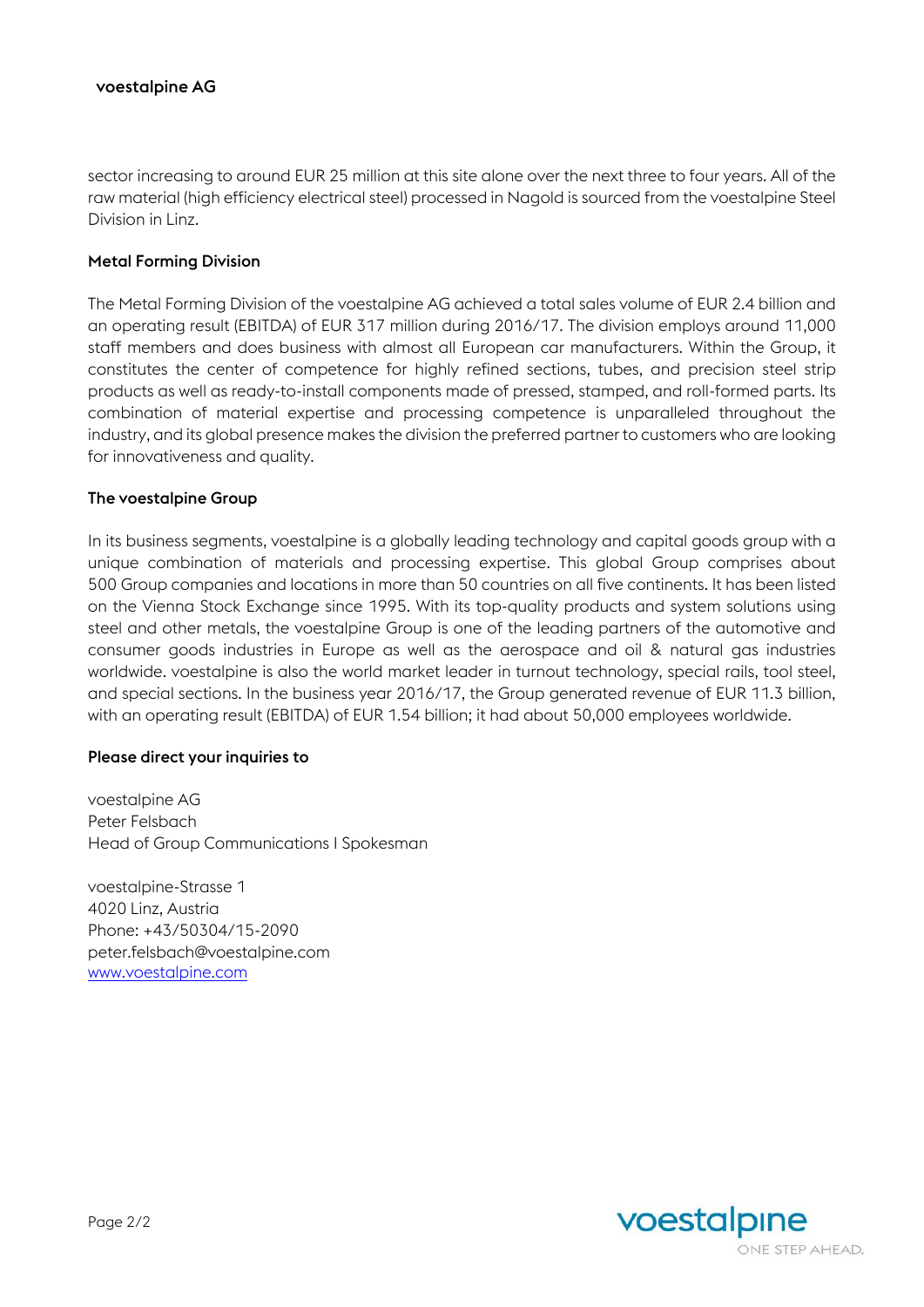sector increasing to around EUR 25 million at this site alone over the next three to four years. All of the raw material (high efficiency electrical steel) processed in Nagold is sourced from the voestalpine Steel Division in Linz.

**Metal Forming Division**

The Metal Forming Division of the voestalpine AG achieved a total sales volume of EUR 2.4 billion and an operating result (EBITDA) of EUR 317 million during 2016/17. The division employs around 11,000 staff members and does business with almost all European car manufacturers. Within the Group, it constitutes the center of competence for highly refined sections, tubes, and precision steel strip products as well as ready-to-install components made of pressed, stamped, and roll-formed parts. Its combination of material expertise and processing competence is unparalleled throughout the industry, and its global presence makes the division the preferred partner to customers who are looking for innovativeness and quality.

**The voestalpine Group**

In its business segments, voestalpine is a globally leading technology and capital goods group with a unique combination of materials and processing expertise. This global Group comprises about 500 Group companies and locations in more than 50 countries on all five continents. It has been listed on the Vienna Stock Exchange since 1995. With its top-quality products and system solutions using steel and other metals, the voestalpine Group is one of the leading partners of the automotive and consumer goods industries in Europe as well as the aerospace and oil & natural gas industries worldwide. voestalpine is also the world market leader in turnout technology, special rails, tool steel, and special sections. In the business year 2016/17, the Group generated revenue of EUR 11.3 billion, with an operating result (EBITDA) of EUR 1.54 billion; it had about 50,000 employees worldwide.

**Please direct your inquiries to**

voestalpine AG  
Peter Felsbach  
Head of Group Communications I Spokesman

voestalpine-Strasse 1  
4020 Linz, Austria  
Phone: +43/50304/15-2090  
peter.felsbach@voestalpine.com  
www.voestalpine.com